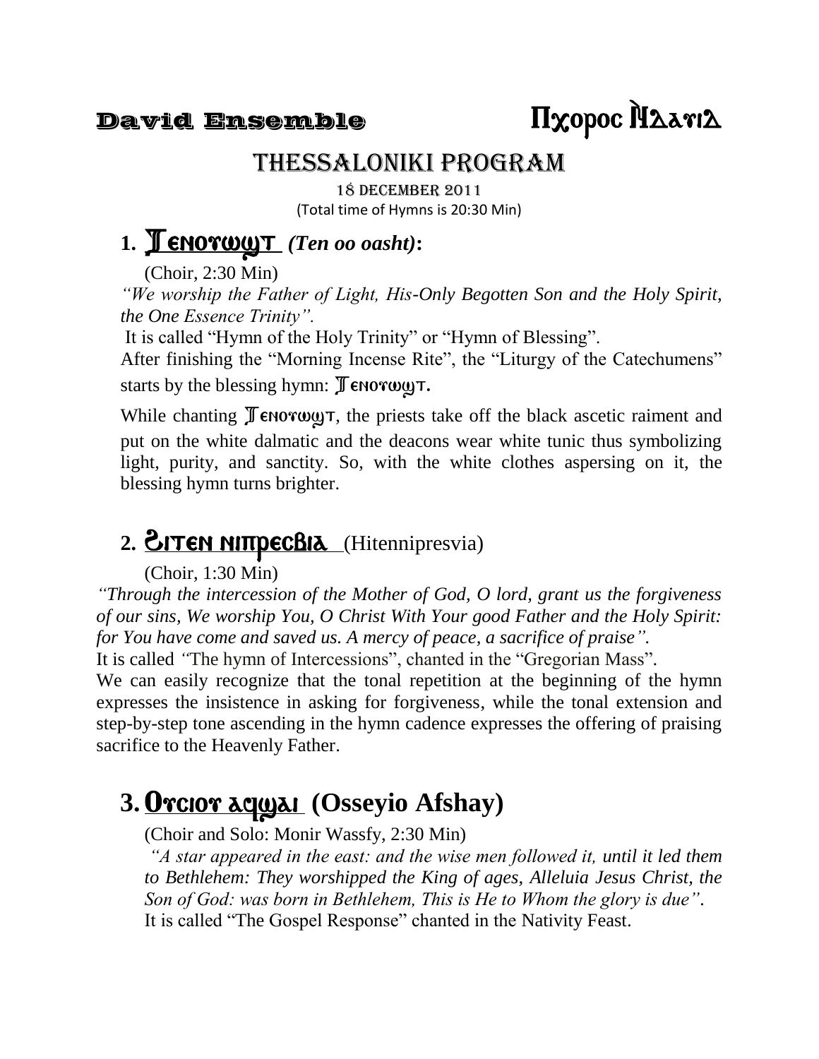**David Ensemble** **Ⲡⲭⲟⲣⲟⲥ Ⲛ̀Ⲇⲁⲩⲓⲇ**

# THESSALONIKI PROGRAM

18 December 2011

(Total time of Hymns is 20:30 Min)

## 1. Ⲧⲉⲛⲟⲩⲱϣⲧ *(Ten oo oasht)*:

(Choir, 2:30 Min)

*"We worship the Father of Light, His-Only Begotten Son and the Holy Spirit, the One Essence Trinity".*

It is called "Hymn of the Holy Trinity" or "Hymn of Blessing".

After finishing the "Morning Incense Rite", the "Liturgy of the Catechumens" starts by the blessing hymn: **Ⲧⲉⲛⲟⲩⲱϣⲧ.**

While chanting Ⲧⲉⲛⲟⲩⲱϣⲧ, the priests take off the black ascetic raiment and put on the white dalmatic and the deacons wear white tunic thus symbolizing light, purity, and sanctity. So, with the white clothes aspersing on it, the blessing hymn turns brighter.

## 2. Ϩⲓⲧⲉⲛ ⲛⲓⲡⲣⲉⲥⲃⲓⲁ (Hitennipresvia)

(Choir, 1:30 Min)

*"Through the intercession of the Mother of God, O lord, grant us the forgiveness of our sins, We worship You, O Christ With Your good Father and the Holy Spirit: for You have come and saved us. A mercy of peace, a sacrifice of praise".*

It is called "The hymn of Intercessions", chanted in the "Gregorian Mass".

We can easily recognize that the tonal repetition at the beginning of the hymn expresses the insistence in asking for forgiveness, while the tonal extension and step-by-step tone ascending in the hymn cadence expresses the offering of praising sacrifice to the Heavenly Father.

## 3. Ⲟⲩⲥⲓⲟⲩ ⲁϥϣⲁⲓ (Osseyio Afshay)

(Choir and Solo: Monir Wassfy, 2:30 Min)

*"A star appeared in the east: and the wise men followed it, until it led them to Bethlehem: They worshipped the King of ages, Alleluia Jesus Christ, the Son of God: was born in Bethlehem, This is He to Whom the glory is due".*

It is called "The Gospel Response" chanted in the Nativity Feast.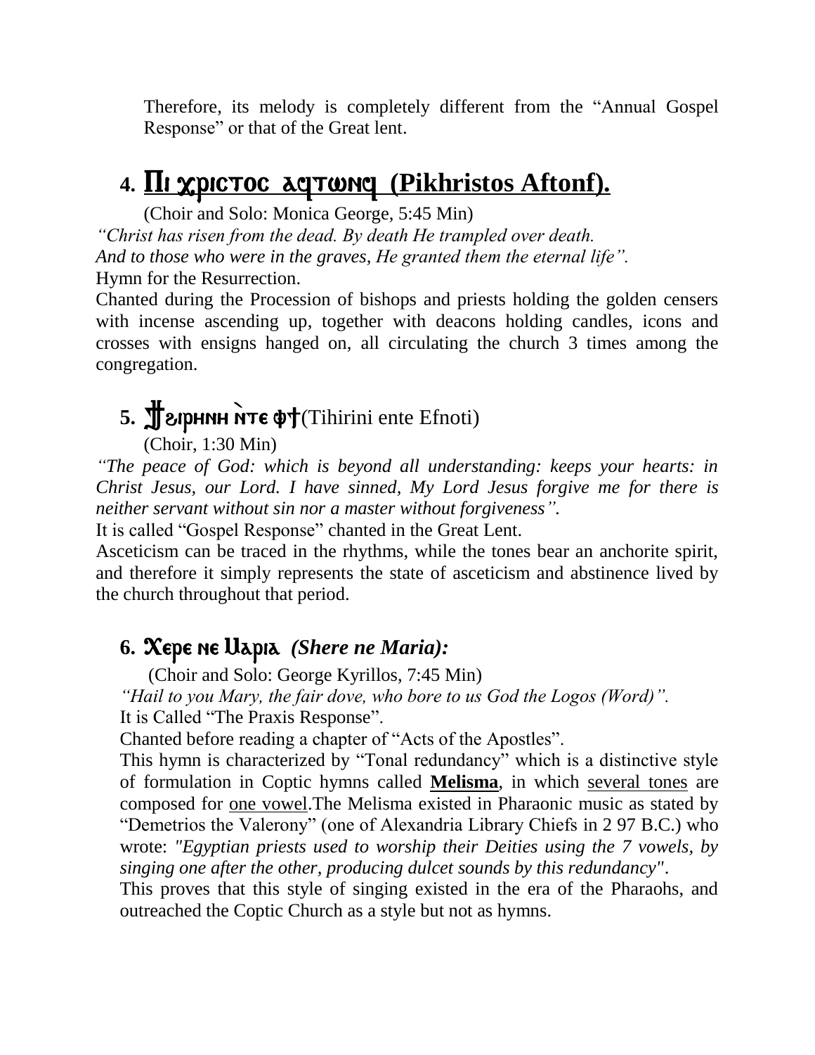Therefore, its melody is completely different from the "Annual Gospel Response" or that of the Great lent.

## 4. Πι χριστος αϥτωνϥ (Pikhristos Aftonf).

(Choir and Solo: Monica George, 5:45 Min)

*"Christ has risen from the dead. By death He trampled over death. And to those who were in the graves, He granted them the eternal life".*

Hymn for the Resurrection.

Chanted during the Procession of bishops and priests holding the golden censers with incense ascending up, together with deacons holding candles, icons and crosses with ensigns hanged on, all circulating the church 3 times among the congregation.

## 5. Ϯϩιρηνη ⲛ̀τε ⲫϯ (Tihirini ente Efnoti)

(Choir, 1:30 Min)

*"The peace of God: which is beyond all understanding: keeps your hearts: in Christ Jesus, our Lord. I have sinned, My Lord Jesus forgive me for there is neither servant without sin nor a master without forgiveness".*

It is called "Gospel Response" chanted in the Great Lent.

Asceticism can be traced in the rhythms, while the tones bear an anchorite spirit, and therefore it simply represents the state of asceticism and abstinence lived by the church throughout that period.

## 6. Χερε νε Μαρια *(Shere ne Maria):*

(Choir and Solo: George Kyrillos, 7:45 Min)

*"Hail to you Mary, the fair dove, who bore to us God the Logos (Word)".*

It is Called "The Praxis Response".

Chanted before reading a chapter of "Acts of the Apostles".

This hymn is characterized by "Tonal redundancy" which is a distinctive style of formulation in Coptic hymns called **Melisma**, in which several tones are composed for one vowel.The Melisma existed in Pharaonic music as stated by "Demetrios the Valerony" (one of Alexandria Library Chiefs in 2 97 B.C.) who wrote: *"Egyptian priests used to worship their Deities using the 7 vowels, by singing one after the other, producing dulcet sounds by this redundancy"*.

This proves that this style of singing existed in the era of the Pharaohs, and outreached the Coptic Church as a style but not as hymns.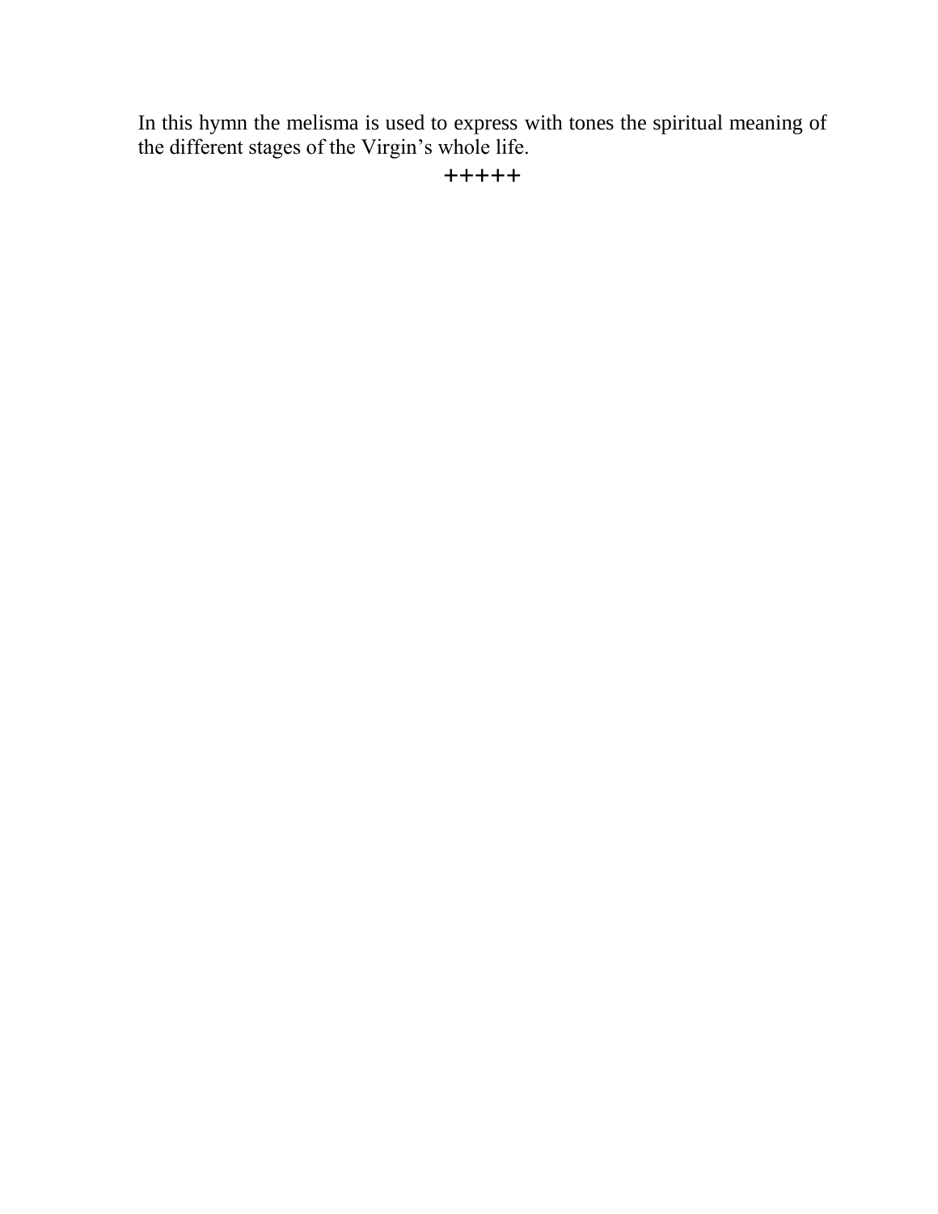In this hymn the melisma is used to express with tones the spiritual meaning of the different stages of the Virgin's whole life.

+++++